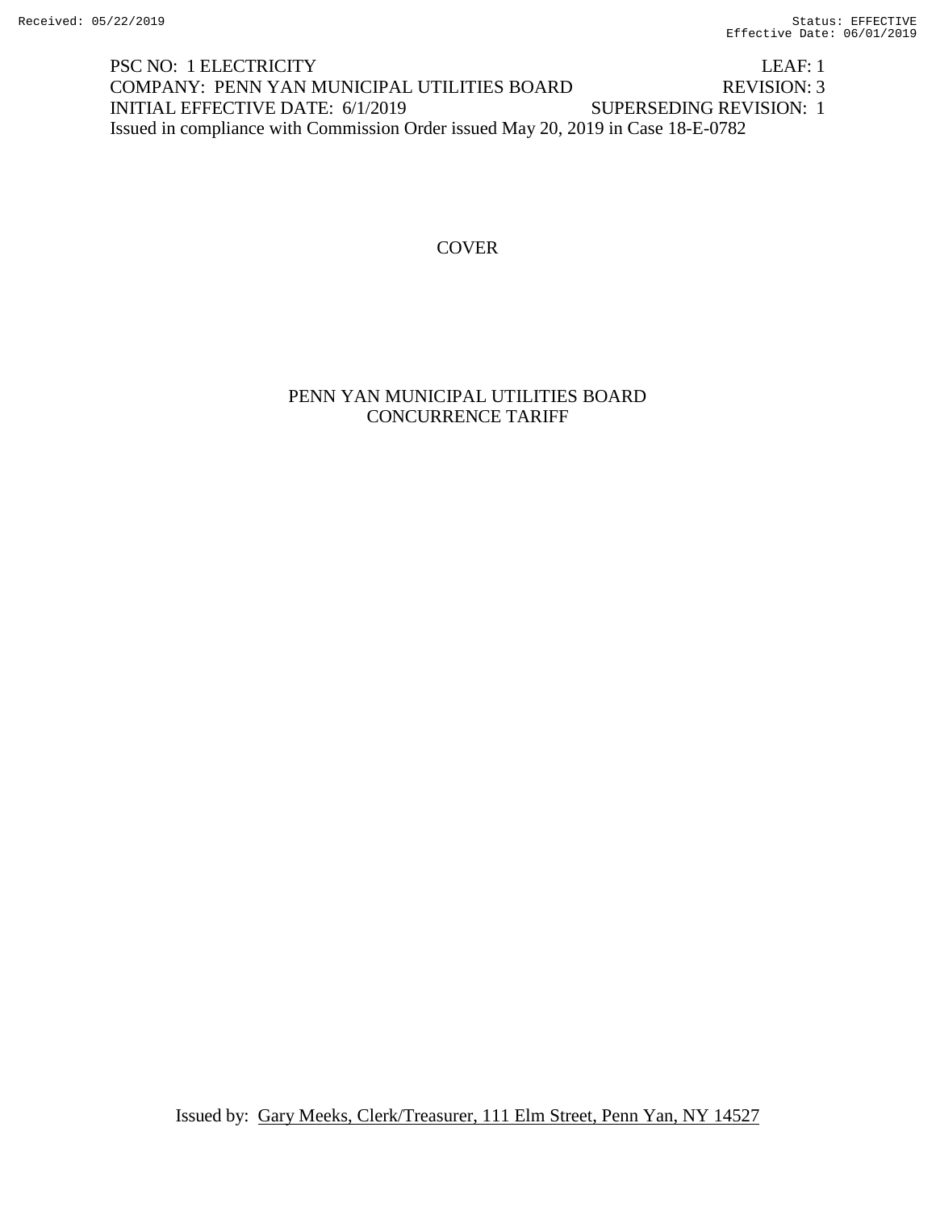PSC NO: 1 ELECTRICITY LEAF: 1
COMPANY: PENN YAN MUNICIPAL UTILITIES BOARD REVISION: 3
INITIAL EFFECTIVE DATE: 6/1/2019 SUPERSEDING REVISION: 1
Issued in compliance with Commission Order issued May 20, 2019 in Case 18-E-0782

# COVER

## PENN YAN MUNICIPAL UTILITIES BOARD
## CONCURRENCE TARIFF

Issued by: Gary Meeks, Clerk/Treasurer, 111 Elm Street, Penn Yan, NY 14527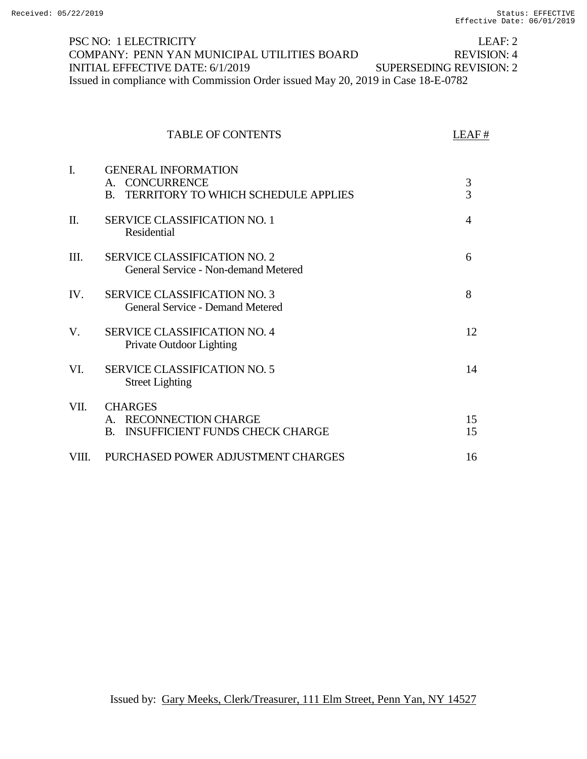PSC NO: 1 ELECTRICITY LEAF: 2
COMPANY: PENN YAN MUNICIPAL UTILITIES BOARD REVISION: 4
INITIAL EFFECTIVE DATE: 6/1/2019 SUPERSEDING REVISION: 2
Issued in compliance with Commission Order issued May 20, 2019 in Case 18-E-0782

## TABLE OF CONTENTS

| | TABLE OF CONTENTS | LEAF # |
|---|---|---|
| I. | GENERAL INFORMATION | |
| | A. CONCURRENCE | 3 |
| | B. TERRITORY TO WHICH SCHEDULE APPLIES | 3 |
| II. | SERVICE CLASSIFICATION NO. 1<br>Residential | 4 |
| III. | SERVICE CLASSIFICATION NO. 2<br>General Service - Non-demand Metered | 6 |
| IV. | SERVICE CLASSIFICATION NO. 3<br>General Service - Demand Metered | 8 |
| V. | SERVICE CLASSIFICATION NO. 4<br>Private Outdoor Lighting | 12 |
| VI. | SERVICE CLASSIFICATION NO. 5<br>Street Lighting | 14 |
| VII. | CHARGES | |
| | A. RECONNECTION CHARGE | 15 |
| | B. INSUFFICIENT FUNDS CHECK CHARGE | 15 |
| VIII. | PURCHASED POWER ADJUSTMENT CHARGES | 16 |

Issued by: Gary Meeks, Clerk/Treasurer, 111 Elm Street, Penn Yan, NY 14527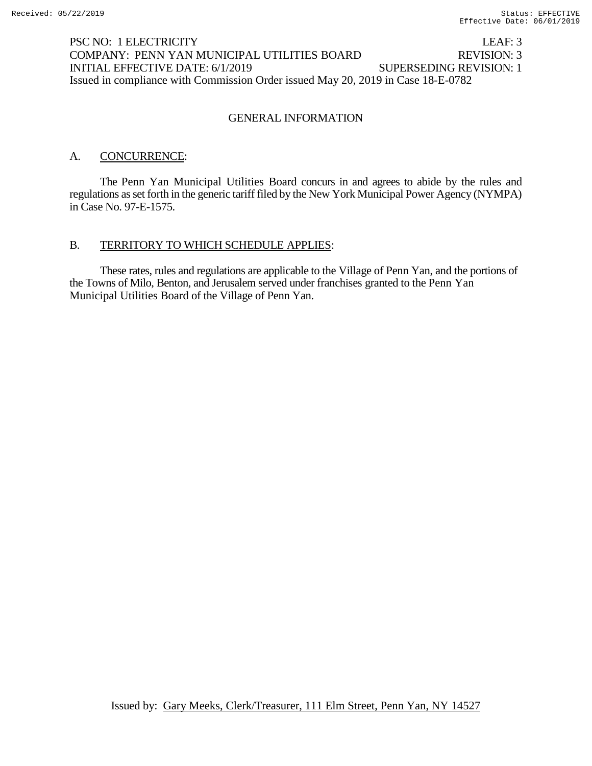PSC NO: 1 ELECTRICITY LEAF: 3
COMPANY: PENN YAN MUNICIPAL UTILITIES BOARD REVISION: 3
INITIAL EFFECTIVE DATE: 6/1/2019 SUPERSEDING REVISION: 1
Issued in compliance with Commission Order issued May 20, 2019 in Case 18-E-0782

## GENERAL INFORMATION

A. CONCURRENCE:

The Penn Yan Municipal Utilities Board concurs in and agrees to abide by the rules and regulations as set forth in the generic tariff filed by the New York Municipal Power Agency (NYMPA) in Case No. 97-E-1575.

B. TERRITORY TO WHICH SCHEDULE APPLIES:

These rates, rules and regulations are applicable to the Village of Penn Yan, and the portions of the Towns of Milo, Benton, and Jerusalem served under franchises granted to the Penn Yan Municipal Utilities Board of the Village of Penn Yan.

Issued by: Gary Meeks, Clerk/Treasurer, 111 Elm Street, Penn Yan, NY 14527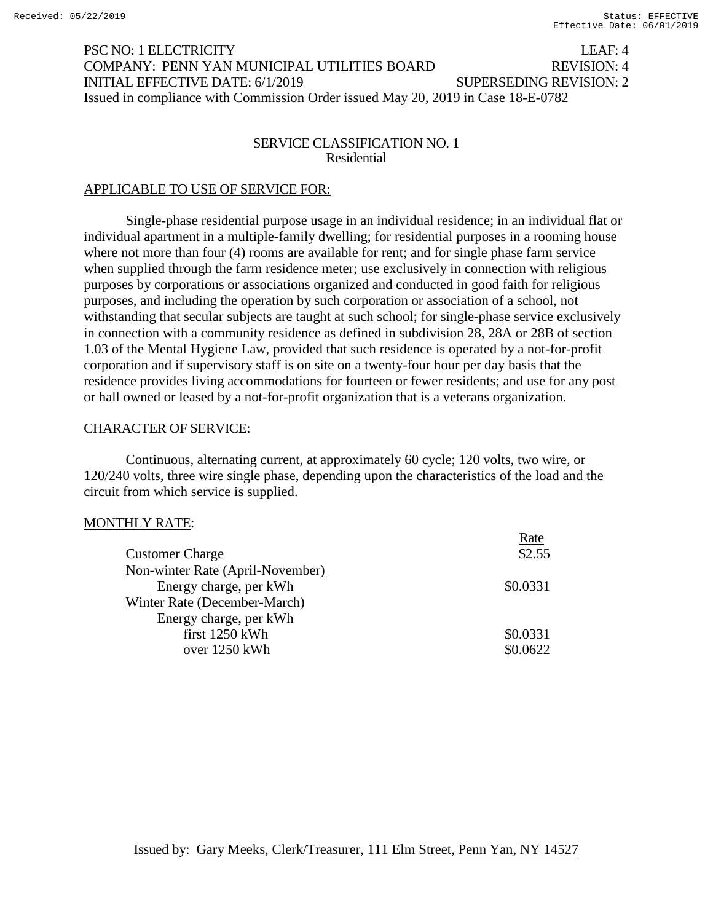PSC NO: 1 ELECTRICITY LEAF: 4
COMPANY: PENN YAN MUNICIPAL UTILITIES BOARD REVISION: 4
INITIAL EFFECTIVE DATE: 6/1/2019 SUPERSEDING REVISION: 2
Issued in compliance with Commission Order issued May 20, 2019 in Case 18-E-0782

## SERVICE CLASSIFICATION NO. 1
### Residential

APPLICABLE TO USE OF SERVICE FOR:

Single-phase residential purpose usage in an individual residence; in an individual flat or individual apartment in a multiple-family dwelling; for residential purposes in a rooming house where not more than four (4) rooms are available for rent; and for single phase farm service when supplied through the farm residence meter; use exclusively in connection with religious purposes by corporations or associations organized and conducted in good faith for religious purposes, and including the operation by such corporation or association of a school, not withstanding that secular subjects are taught at such school; for single-phase service exclusively in connection with a community residence as defined in subdivision 28, 28A or 28B of section 1.03 of the Mental Hygiene Law, provided that such residence is operated by a not-for-profit corporation and if supervisory staff is on site on a twenty-four hour per day basis that the residence provides living accommodations for fourteen or fewer residents; and use for any post or hall owned or leased by a not-for-profit organization that is a veterans organization.

CHARACTER OF SERVICE:

Continuous, alternating current, at approximately 60 cycle; 120 volts, two wire, or 120/240 volts, three wire single phase, depending upon the characteristics of the load and the circuit from which service is supplied.

MONTHLY RATE:

| | Rate |
|---|---|
| Customer Charge | $2.55 |
| Non-winter Rate (April-November) | |
| Energy charge, per kWh | $0.0331 |
| Winter Rate (December-March) | |
| Energy charge, per kWh | |
| first 1250 kWh | $0.0331 |
| over 1250 kWh | $0.0622 |

Issued by: Gary Meeks, Clerk/Treasurer, 111 Elm Street, Penn Yan, NY 14527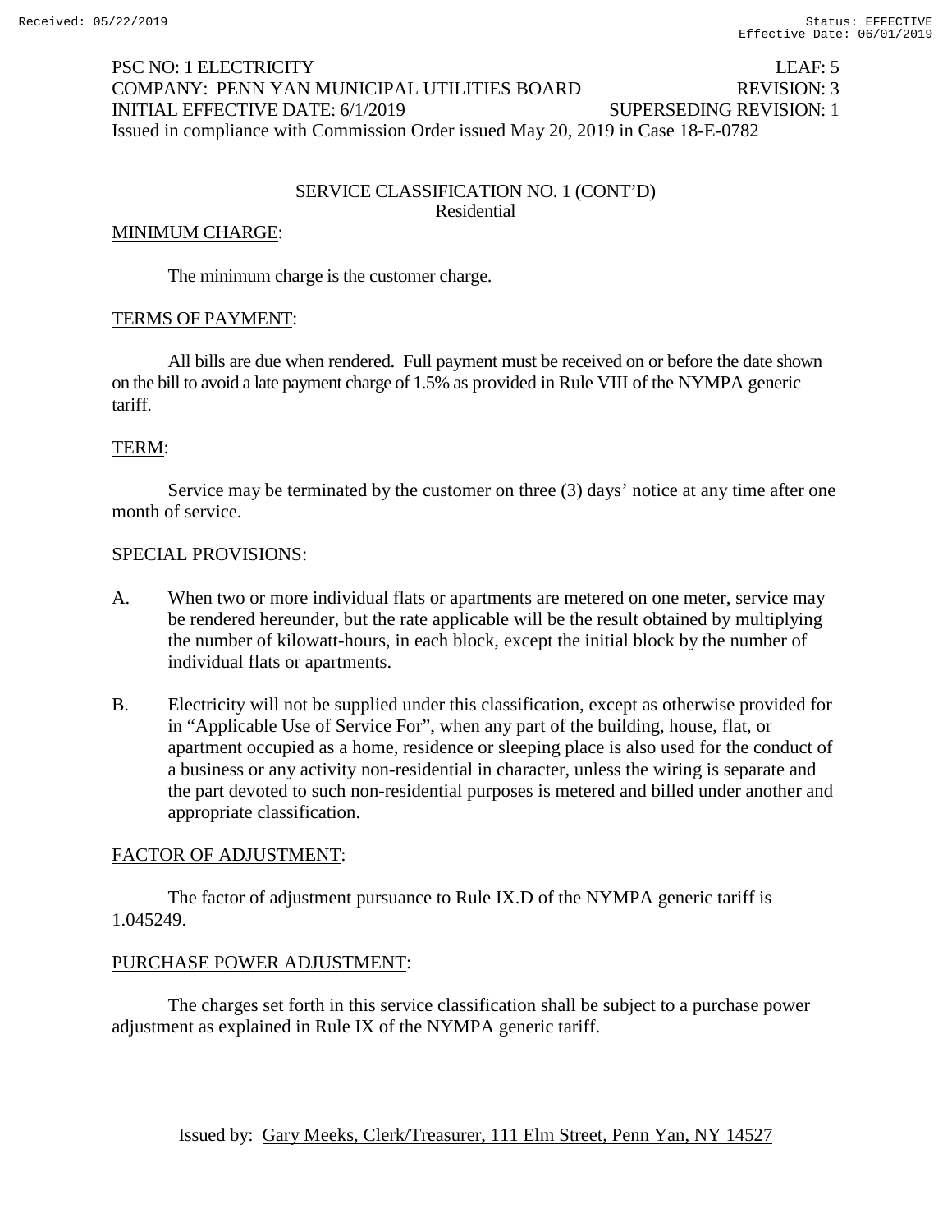PSC NO: 1 ELECTRICITY LEAF: 5
COMPANY: PENN YAN MUNICIPAL UTILITIES BOARD REVISION: 3
INITIAL EFFECTIVE DATE: 6/1/2019 SUPERSEDING REVISION: 1
Issued in compliance with Commission Order issued May 20, 2019 in Case 18-E-0782

## SERVICE CLASSIFICATION NO. 1 (CONT'D)
### Residential

MINIMUM CHARGE:

The minimum charge is the customer charge.

TERMS OF PAYMENT:

All bills are due when rendered. Full payment must be received on or before the date shown on the bill to avoid a late payment charge of 1.5% as provided in Rule VIII of the NYMPA generic tariff.

TERM:

Service may be terminated by the customer on three (3) days' notice at any time after one month of service.

SPECIAL PROVISIONS:

A. When two or more individual flats or apartments are metered on one meter, service may be rendered hereunder, but the rate applicable will be the result obtained by multiplying the number of kilowatt-hours, in each block, except the initial block by the number of individual flats or apartments.

B. Electricity will not be supplied under this classification, except as otherwise provided for in "Applicable Use of Service For", when any part of the building, house, flat, or apartment occupied as a home, residence or sleeping place is also used for the conduct of a business or any activity non-residential in character, unless the wiring is separate and the part devoted to such non-residential purposes is metered and billed under another and appropriate classification.

FACTOR OF ADJUSTMENT:

The factor of adjustment pursuance to Rule IX.D of the NYMPA generic tariff is 1.045249.

PURCHASE POWER ADJUSTMENT:

The charges set forth in this service classification shall be subject to a purchase power adjustment as explained in Rule IX of the NYMPA generic tariff.

Issued by: Gary Meeks, Clerk/Treasurer, 111 Elm Street, Penn Yan, NY 14527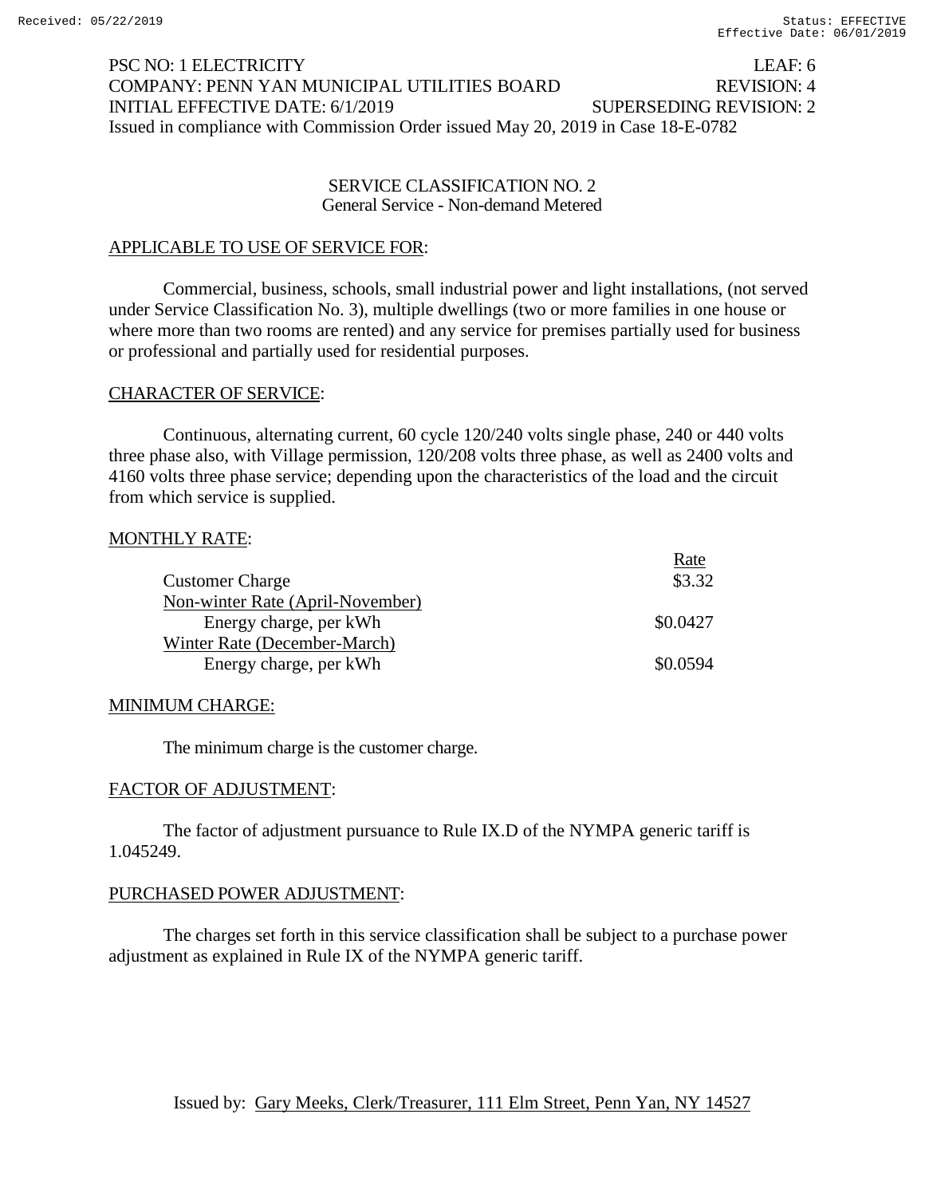PSC NO: 1 ELECTRICITY LEAF: 6
COMPANY: PENN YAN MUNICIPAL UTILITIES BOARD REVISION: 4
INITIAL EFFECTIVE DATE: 6/1/2019 SUPERSEDING REVISION: 2
Issued in compliance with Commission Order issued May 20, 2019 in Case 18-E-0782

## SERVICE CLASSIFICATION NO. 2
General Service - Non-demand Metered

APPLICABLE TO USE OF SERVICE FOR:

Commercial, business, schools, small industrial power and light installations, (not served under Service Classification No. 3), multiple dwellings (two or more families in one house or where more than two rooms are rented) and any service for premises partially used for business or professional and partially used for residential purposes.

CHARACTER OF SERVICE:

Continuous, alternating current, 60 cycle 120/240 volts single phase, 240 or 440 volts three phase also, with Village permission, 120/208 volts three phase, as well as 2400 volts and 4160 volts three phase service; depending upon the characteristics of the load and the circuit from which service is supplied.

MONTHLY RATE:

| | Rate |
|---|---|
| Customer Charge | $3.32 |
| Non-winter Rate (April-November) | |
| Energy charge, per kWh | $0.0427 |
| Winter Rate (December-March) | |
| Energy charge, per kWh | $0.0594 |

MINIMUM CHARGE:

The minimum charge is the customer charge.

FACTOR OF ADJUSTMENT:

The factor of adjustment pursuance to Rule IX.D of the NYMPA generic tariff is 1.045249.

PURCHASED POWER ADJUSTMENT:

The charges set forth in this service classification shall be subject to a purchase power adjustment as explained in Rule IX of the NYMPA generic tariff.

Issued by: Gary Meeks, Clerk/Treasurer, 111 Elm Street, Penn Yan, NY 14527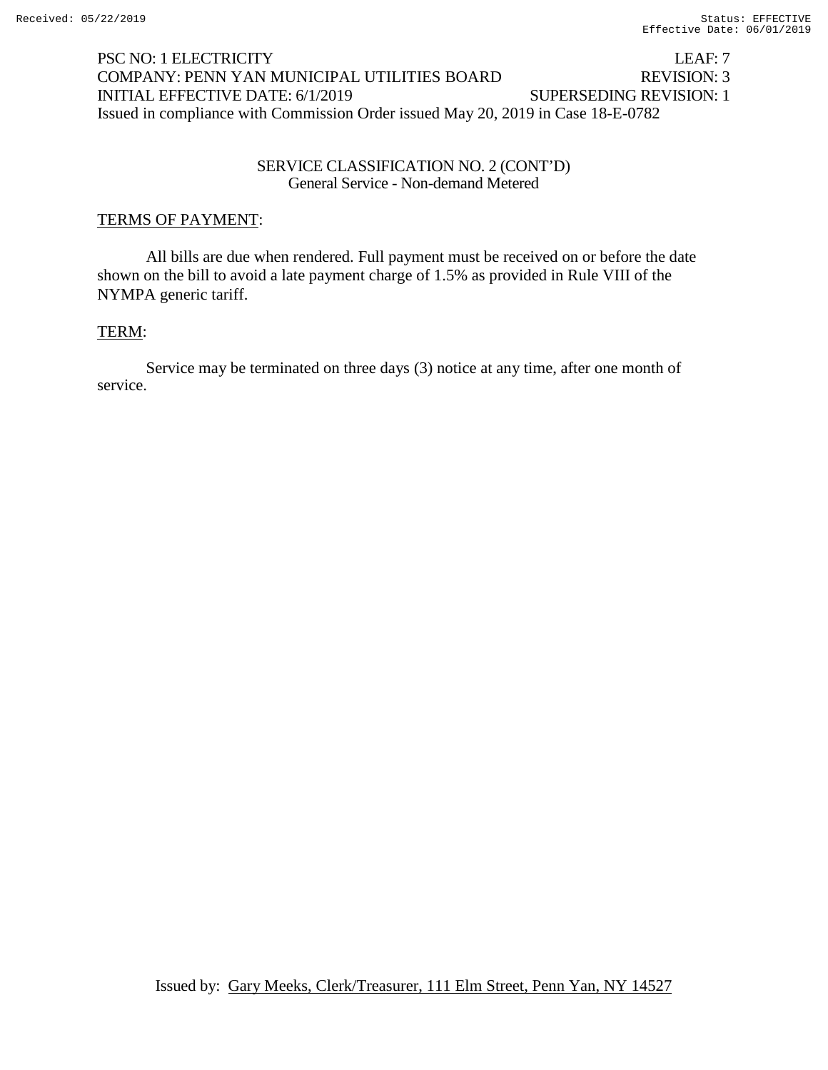PSC NO: 1 ELECTRICITY LEAF: 7
COMPANY: PENN YAN MUNICIPAL UTILITIES BOARD REVISION: 3
INITIAL EFFECTIVE DATE: 6/1/2019 SUPERSEDING REVISION: 1
Issued in compliance with Commission Order issued May 20, 2019 in Case 18-E-0782

SERVICE CLASSIFICATION NO. 2 (CONT'D)
General Service - Non-demand Metered

TERMS OF PAYMENT:

All bills are due when rendered. Full payment must be received on or before the date shown on the bill to avoid a late payment charge of 1.5% as provided in Rule VIII of the NYMPA generic tariff.

TERM:

Service may be terminated on three days (3) notice at any time, after one month of service.

Issued by: Gary Meeks, Clerk/Treasurer, 111 Elm Street, Penn Yan, NY 14527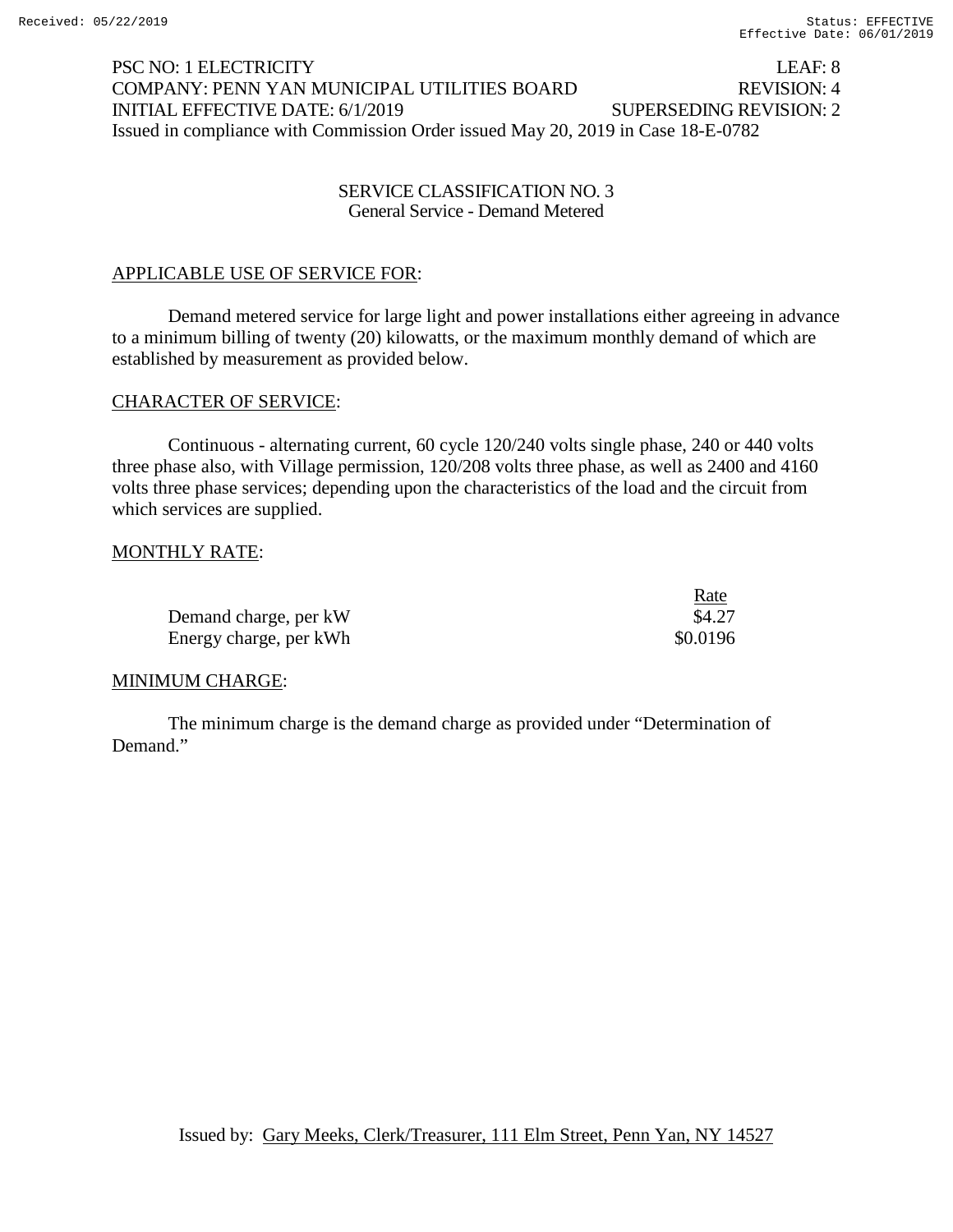PSC NO: 1 ELECTRICITY LEAF: 8
COMPANY: PENN YAN MUNICIPAL UTILITIES BOARD REVISION: 4
INITIAL EFFECTIVE DATE: 6/1/2019 SUPERSEDING REVISION: 2
Issued in compliance with Commission Order issued May 20, 2019 in Case 18-E-0782

## SERVICE CLASSIFICATION NO. 3
### General Service - Demand Metered

APPLICABLE USE OF SERVICE FOR:

Demand metered service for large light and power installations either agreeing in advance to a minimum billing of twenty (20) kilowatts, or the maximum monthly demand of which are established by measurement as provided below.

CHARACTER OF SERVICE:

Continuous - alternating current, 60 cycle 120/240 volts single phase, 240 or 440 volts three phase also, with Village permission, 120/208 volts three phase, as well as 2400 and 4160 volts three phase services; depending upon the characteristics of the load and the circuit from which services are supplied.

MONTHLY RATE:

| | Rate |
|---|---|
| Demand charge, per kW | $4.27 |
| Energy charge, per kWh | $0.0196 |

MINIMUM CHARGE:

The minimum charge is the demand charge as provided under "Determination of Demand."

Issued by: Gary Meeks, Clerk/Treasurer, 111 Elm Street, Penn Yan, NY 14527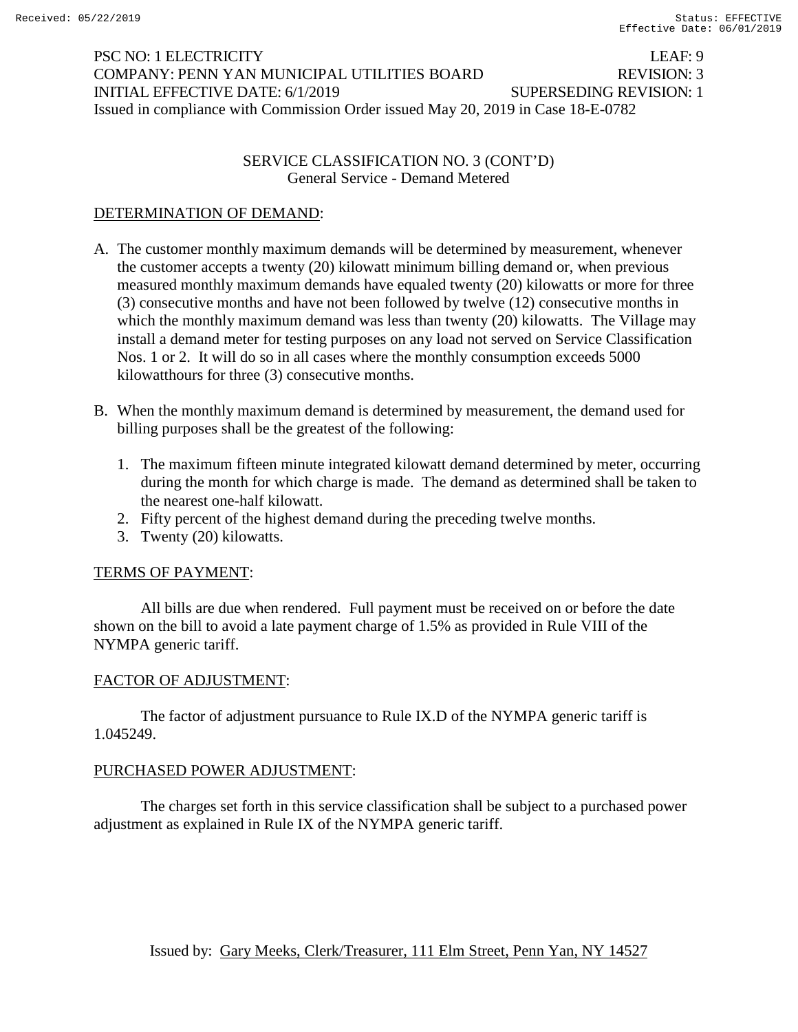PSC NO: 1 ELECTRICITY LEAF: 9
COMPANY: PENN YAN MUNICIPAL UTILITIES BOARD REVISION: 3
INITIAL EFFECTIVE DATE: 6/1/2019 SUPERSEDING REVISION: 1
Issued in compliance with Commission Order issued May 20, 2019 in Case 18-E-0782

## SERVICE CLASSIFICATION NO. 3 (CONT'D)
General Service - Demand Metered

### DETERMINATION OF DEMAND:

A. The customer monthly maximum demands will be determined by measurement, whenever the customer accepts a twenty (20) kilowatt minimum billing demand or, when previous measured monthly maximum demands have equaled twenty (20) kilowatts or more for three (3) consecutive months and have not been followed by twelve (12) consecutive months in which the monthly maximum demand was less than twenty (20) kilowatts. The Village may install a demand meter for testing purposes on any load not served on Service Classification Nos. 1 or 2. It will do so in all cases where the monthly consumption exceeds 5000 kilowatthours for three (3) consecutive months.

B. When the monthly maximum demand is determined by measurement, the demand used for billing purposes shall be the greatest of the following:

   1. The maximum fifteen minute integrated kilowatt demand determined by meter, occurring during the month for which charge is made. The demand as determined shall be taken to the nearest one-half kilowatt.
   2. Fifty percent of the highest demand during the preceding twelve months.
   3. Twenty (20) kilowatts.

### TERMS OF PAYMENT:

All bills are due when rendered. Full payment must be received on or before the date shown on the bill to avoid a late payment charge of 1.5% as provided in Rule VIII of the NYMPA generic tariff.

### FACTOR OF ADJUSTMENT:

The factor of adjustment pursuance to Rule IX.D of the NYMPA generic tariff is 1.045249.

### PURCHASED POWER ADJUSTMENT:

The charges set forth in this service classification shall be subject to a purchased power adjustment as explained in Rule IX of the NYMPA generic tariff.

Issued by: Gary Meeks, Clerk/Treasurer, 111 Elm Street, Penn Yan, NY 14527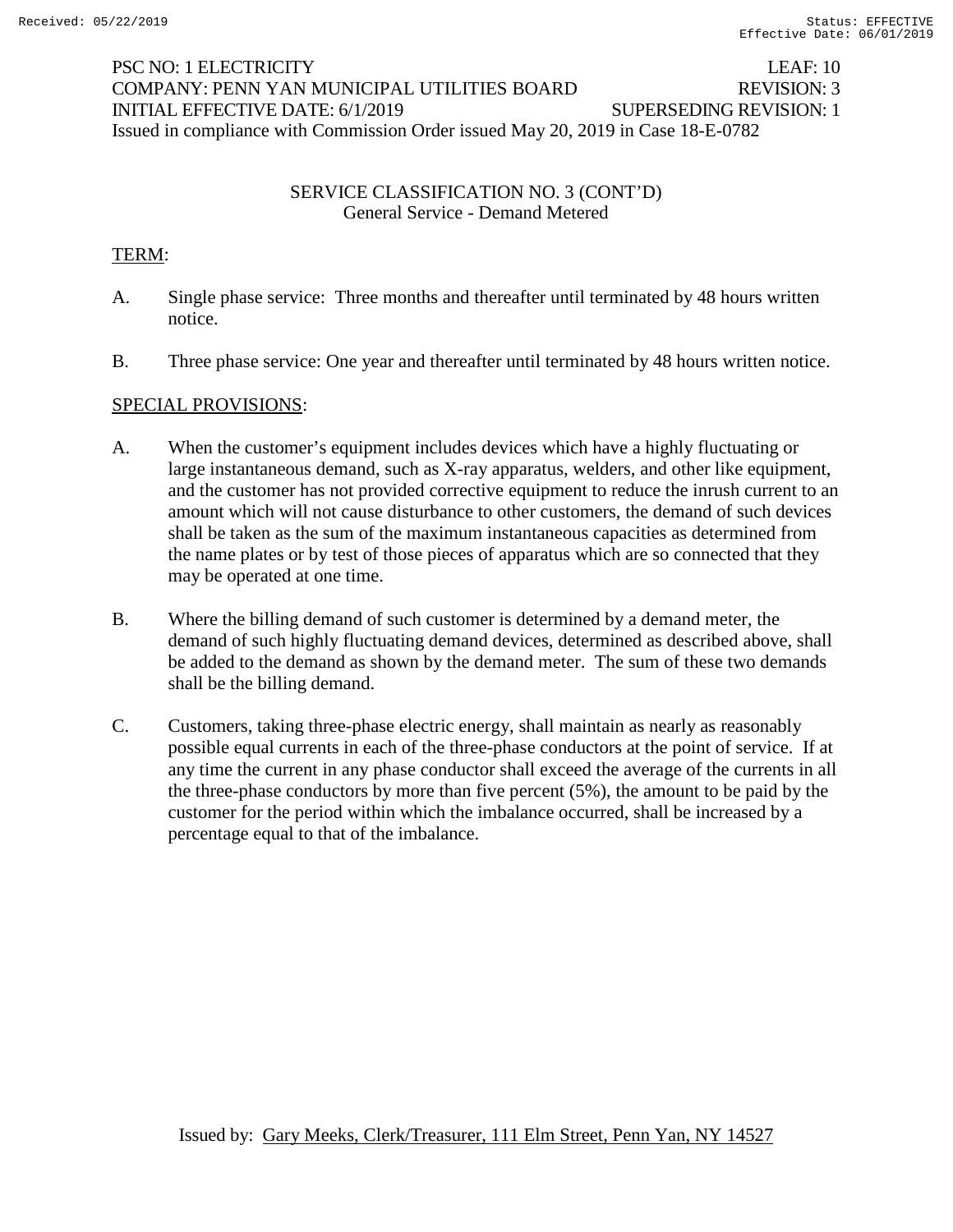PSC NO: 1 ELECTRICITY LEAF: 10
COMPANY: PENN YAN MUNICIPAL UTILITIES BOARD REVISION: 3
INITIAL EFFECTIVE DATE: 6/1/2019 SUPERSEDING REVISION: 1
Issued in compliance with Commission Order issued May 20, 2019 in Case 18-E-0782

## SERVICE CLASSIFICATION NO. 3 (CONT'D)
General Service - Demand Metered

TERM:

A. Single phase service: Three months and thereafter until terminated by 48 hours written notice.

B. Three phase service: One year and thereafter until terminated by 48 hours written notice.

SPECIAL PROVISIONS:

A. When the customer's equipment includes devices which have a highly fluctuating or large instantaneous demand, such as X-ray apparatus, welders, and other like equipment, and the customer has not provided corrective equipment to reduce the inrush current to an amount which will not cause disturbance to other customers, the demand of such devices shall be taken as the sum of the maximum instantaneous capacities as determined from the name plates or by test of those pieces of apparatus which are so connected that they may be operated at one time.

B. Where the billing demand of such customer is determined by a demand meter, the demand of such highly fluctuating demand devices, determined as described above, shall be added to the demand as shown by the demand meter. The sum of these two demands shall be the billing demand.

C. Customers, taking three-phase electric energy, shall maintain as nearly as reasonably possible equal currents in each of the three-phase conductors at the point of service. If at any time the current in any phase conductor shall exceed the average of the currents in all the three-phase conductors by more than five percent (5%), the amount to be paid by the customer for the period within which the imbalance occurred, shall be increased by a percentage equal to that of the imbalance.

Issued by: Gary Meeks, Clerk/Treasurer, 111 Elm Street, Penn Yan, NY 14527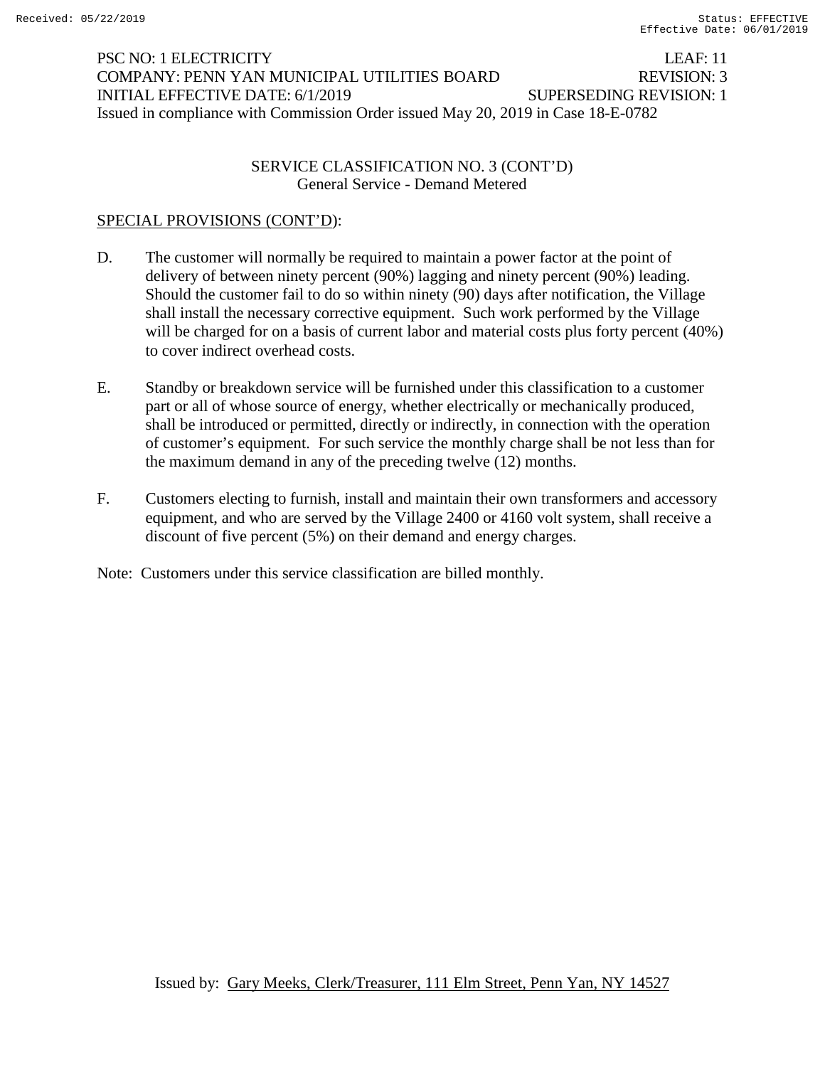PSC NO: 1 ELECTRICITY LEAF: 11
COMPANY: PENN YAN MUNICIPAL UTILITIES BOARD REVISION: 3
INITIAL EFFECTIVE DATE: 6/1/2019 SUPERSEDING REVISION: 1
Issued in compliance with Commission Order issued May 20, 2019 in Case 18-E-0782

## SERVICE CLASSIFICATION NO. 3 (CONT'D)
### General Service - Demand Metered

SPECIAL PROVISIONS (CONT'D):

D. The customer will normally be required to maintain a power factor at the point of delivery of between ninety percent (90%) lagging and ninety percent (90%) leading. Should the customer fail to do so within ninety (90) days after notification, the Village shall install the necessary corrective equipment. Such work performed by the Village will be charged for on a basis of current labor and material costs plus forty percent (40%) to cover indirect overhead costs.

E. Standby or breakdown service will be furnished under this classification to a customer part or all of whose source of energy, whether electrically or mechanically produced, shall be introduced or permitted, directly or indirectly, in connection with the operation of customer's equipment. For such service the monthly charge shall be not less than for the maximum demand in any of the preceding twelve (12) months.

F. Customers electing to furnish, install and maintain their own transformers and accessory equipment, and who are served by the Village 2400 or 4160 volt system, shall receive a discount of five percent (5%) on their demand and energy charges.

Note: Customers under this service classification are billed monthly.

Issued by: Gary Meeks, Clerk/Treasurer, 111 Elm Street, Penn Yan, NY 14527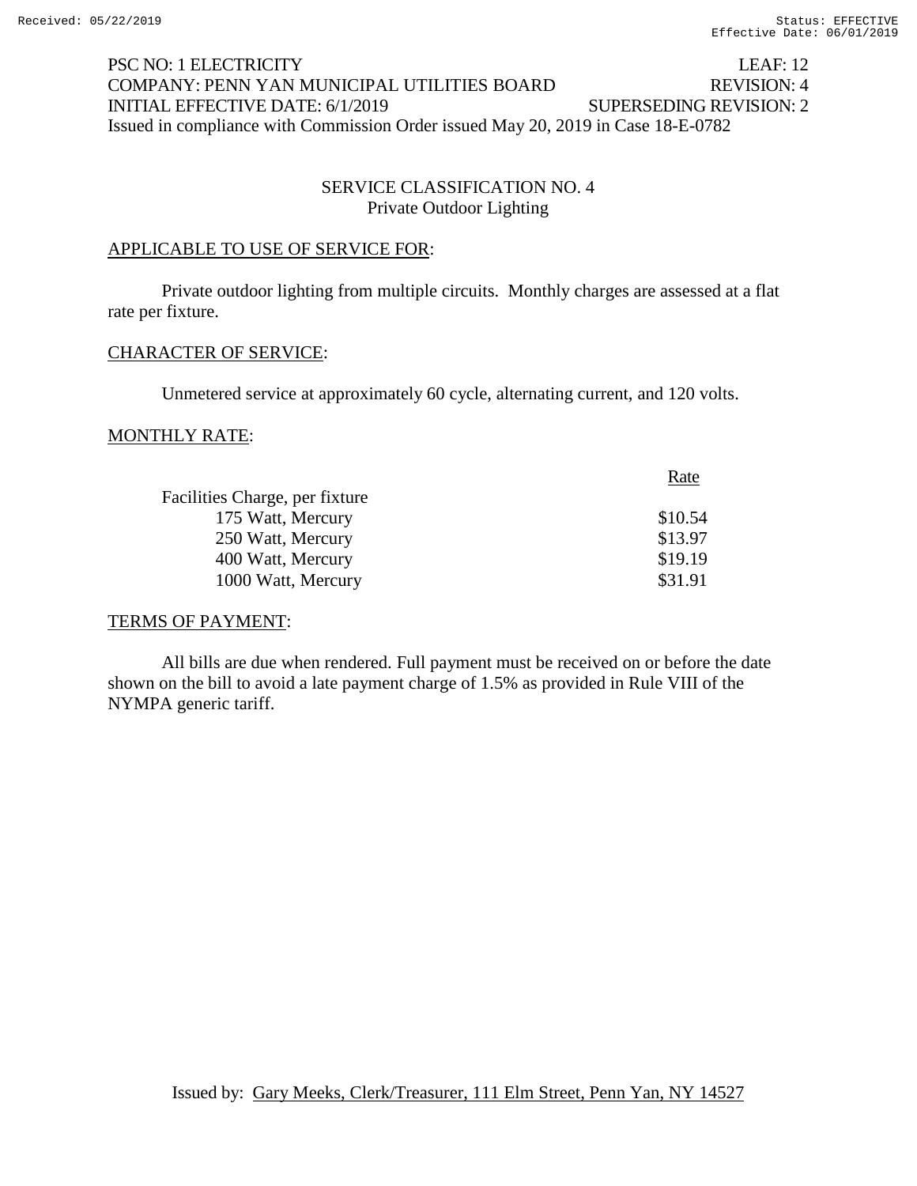PSC NO: 1 ELECTRICITY LEAF: 12
COMPANY: PENN YAN MUNICIPAL UTILITIES BOARD REVISION: 4
INITIAL EFFECTIVE DATE: 6/1/2019 SUPERSEDING REVISION: 2
Issued in compliance with Commission Order issued May 20, 2019 in Case 18-E-0782

## SERVICE CLASSIFICATION NO. 4
### Private Outdoor Lighting

APPLICABLE TO USE OF SERVICE FOR:

Private outdoor lighting from multiple circuits. Monthly charges are assessed at a flat rate per fixture.

CHARACTER OF SERVICE:

Unmetered service at approximately 60 cycle, alternating current, and 120 volts.

MONTHLY RATE:

| | Rate |
|---|---|
| Facilities Charge, per fixture | |
| 175 Watt, Mercury | $10.54 |
| 250 Watt, Mercury | $13.97 |
| 400 Watt, Mercury | $19.19 |
| 1000 Watt, Mercury | $31.91 |

TERMS OF PAYMENT:

All bills are due when rendered. Full payment must be received on or before the date shown on the bill to avoid a late payment charge of 1.5% as provided in Rule VIII of the NYMPA generic tariff.

Issued by: Gary Meeks, Clerk/Treasurer, 111 Elm Street, Penn Yan, NY 14527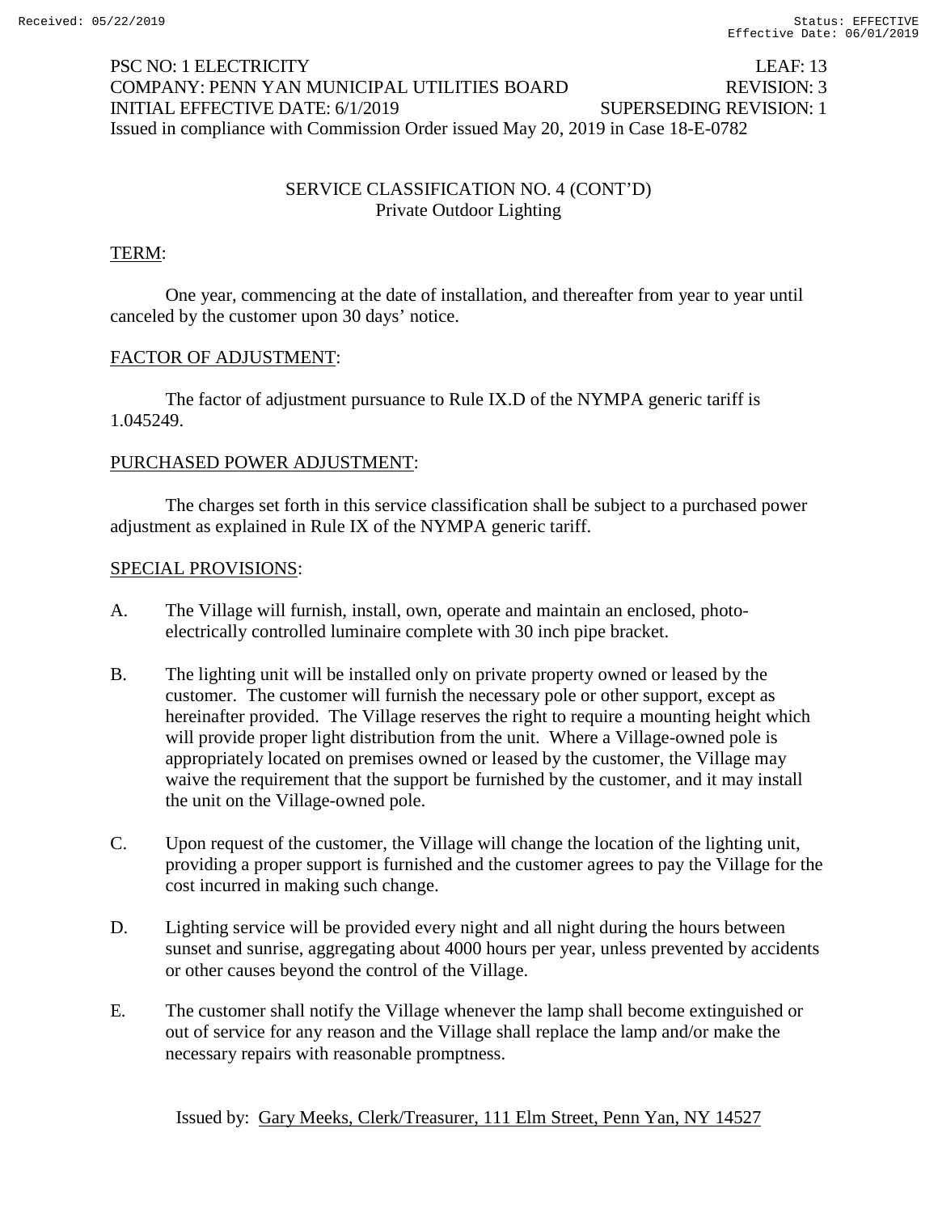PSC NO: 1 ELECTRICITY LEAF: 13
COMPANY: PENN YAN MUNICIPAL UTILITIES BOARD REVISION: 3
INITIAL EFFECTIVE DATE: 6/1/2019 SUPERSEDING REVISION: 1
Issued in compliance with Commission Order issued May 20, 2019 in Case 18-E-0782

## SERVICE CLASSIFICATION NO. 4 (CONT'D)
### Private Outdoor Lighting

TERM:

One year, commencing at the date of installation, and thereafter from year to year until canceled by the customer upon 30 days' notice.

FACTOR OF ADJUSTMENT:

The factor of adjustment pursuance to Rule IX.D of the NYMPA generic tariff is 1.045249.

PURCHASED POWER ADJUSTMENT:

The charges set forth in this service classification shall be subject to a purchased power adjustment as explained in Rule IX of the NYMPA generic tariff.

SPECIAL PROVISIONS:

A. The Village will furnish, install, own, operate and maintain an enclosed, photo-electrically controlled luminaire complete with 30 inch pipe bracket.

B. The lighting unit will be installed only on private property owned or leased by the customer. The customer will furnish the necessary pole or other support, except as hereinafter provided. The Village reserves the right to require a mounting height which will provide proper light distribution from the unit. Where a Village-owned pole is appropriately located on premises owned or leased by the customer, the Village may waive the requirement that the support be furnished by the customer, and it may install the unit on the Village-owned pole.

C. Upon request of the customer, the Village will change the location of the lighting unit, providing a proper support is furnished and the customer agrees to pay the Village for the cost incurred in making such change.

D. Lighting service will be provided every night and all night during the hours between sunset and sunrise, aggregating about 4000 hours per year, unless prevented by accidents or other causes beyond the control of the Village.

E. The customer shall notify the Village whenever the lamp shall become extinguished or out of service for any reason and the Village shall replace the lamp and/or make the necessary repairs with reasonable promptness.

Issued by: Gary Meeks, Clerk/Treasurer, 111 Elm Street, Penn Yan, NY 14527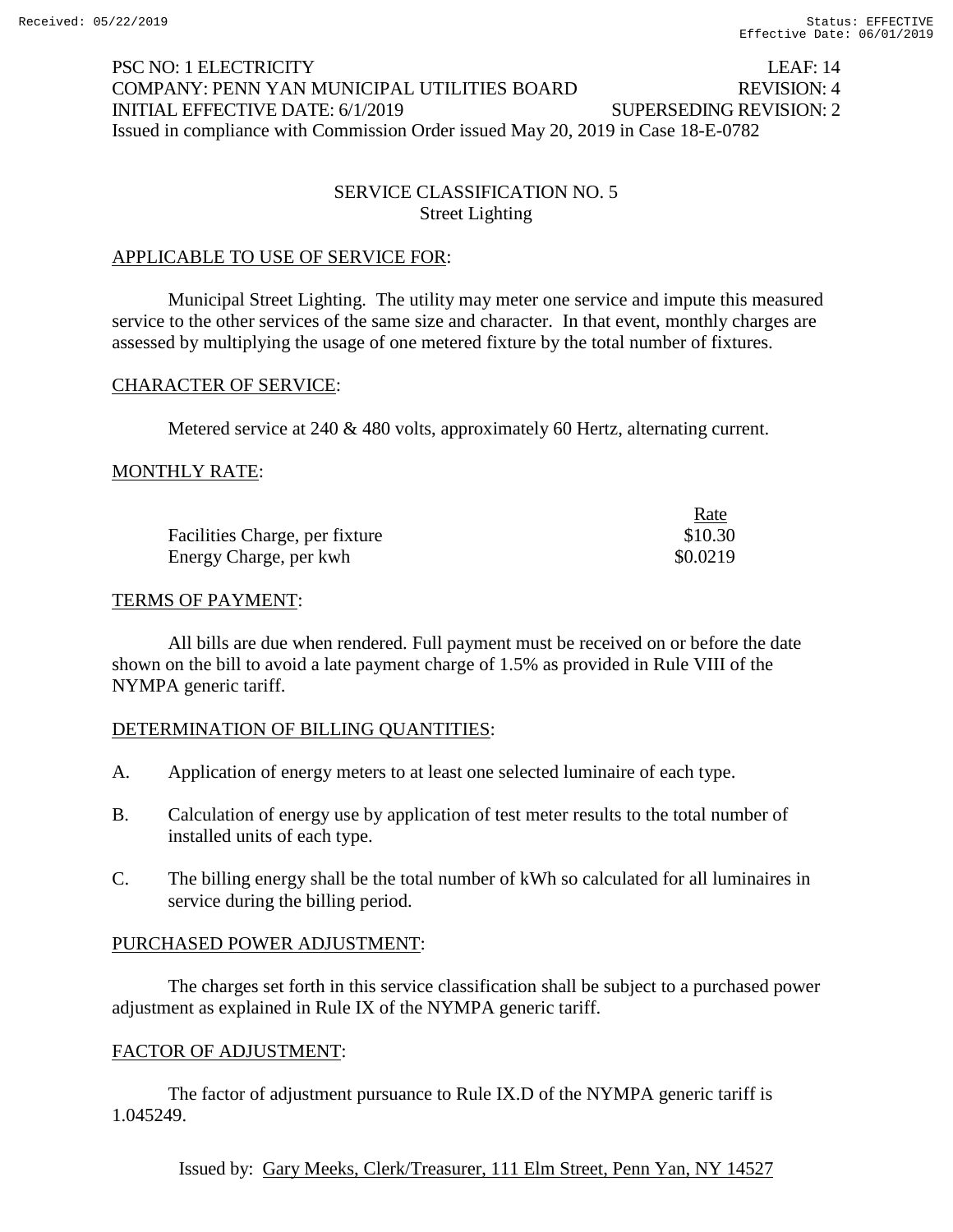PSC NO: 1 ELECTRICITY LEAF: 14
COMPANY: PENN YAN MUNICIPAL UTILITIES BOARD REVISION: 4
INITIAL EFFECTIVE DATE: 6/1/2019 SUPERSEDING REVISION: 2
Issued in compliance with Commission Order issued May 20, 2019 in Case 18-E-0782

## SERVICE CLASSIFICATION NO. 5
## Street Lighting

APPLICABLE TO USE OF SERVICE FOR:

Municipal Street Lighting. The utility may meter one service and impute this measured service to the other services of the same size and character. In that event, monthly charges are assessed by multiplying the usage of one metered fixture by the total number of fixtures.

CHARACTER OF SERVICE:

Metered service at 240 & 480 volts, approximately 60 Hertz, alternating current.

MONTHLY RATE:

| | Rate |
|---|---|
| Facilities Charge, per fixture | $10.30 |
| Energy Charge, per kwh | $0.0219 |

TERMS OF PAYMENT:

All bills are due when rendered. Full payment must be received on or before the date shown on the bill to avoid a late payment charge of 1.5% as provided in Rule VIII of the NYMPA generic tariff.

DETERMINATION OF BILLING QUANTITIES:

A. Application of energy meters to at least one selected luminaire of each type.

B. Calculation of energy use by application of test meter results to the total number of installed units of each type.

C. The billing energy shall be the total number of kWh so calculated for all luminaires in service during the billing period.

PURCHASED POWER ADJUSTMENT:

The charges set forth in this service classification shall be subject to a purchased power adjustment as explained in Rule IX of the NYMPA generic tariff.

FACTOR OF ADJUSTMENT:

The factor of adjustment pursuance to Rule IX.D of the NYMPA generic tariff is 1.045249.

Issued by: Gary Meeks, Clerk/Treasurer, 111 Elm Street, Penn Yan, NY 14527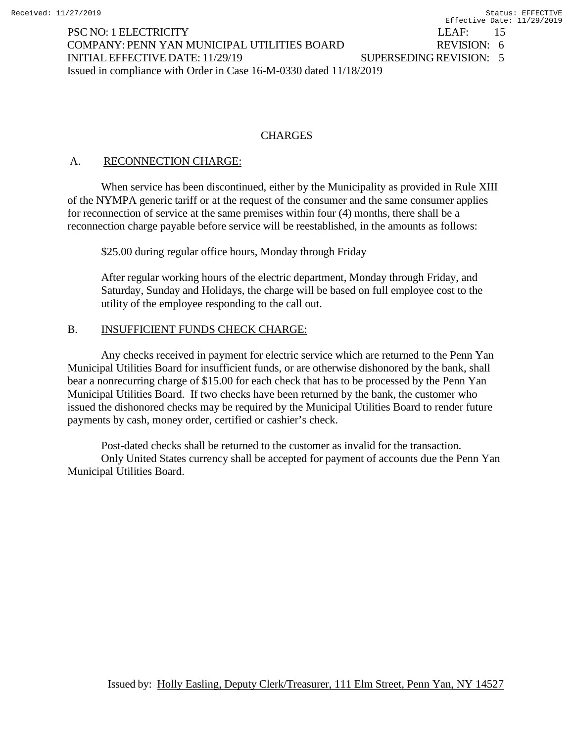## CHARGES

### A. RECONNECTION CHARGE:

When service has been discontinued, either by the Municipality as provided in Rule XIII of the NYMPA generic tariff or at the request of the consumer and the same consumer applies for reconnection of service at the same premises within four (4) months, there shall be a reconnection charge payable before service will be reestablished, in the amounts as follows:

$25.00 during regular office hours, Monday through Friday

After regular working hours of the electric department, Monday through Friday, and Saturday, Sunday and Holidays, the charge will be based on full employee cost to the utility of the employee responding to the call out.

### B. INSUFFICIENT FUNDS CHECK CHARGE:

Any checks received in payment for electric service which are returned to the Penn Yan Municipal Utilities Board for insufficient funds, or are otherwise dishonored by the bank, shall bear a nonrecurring charge of $15.00 for each check that has to be processed by the Penn Yan Municipal Utilities Board. If two checks have been returned by the bank, the customer who issued the dishonored checks may be required by the Municipal Utilities Board to render future payments by cash, money order, certified or cashier's check.

Post-dated checks shall be returned to the customer as invalid for the transaction.

Only United States currency shall be accepted for payment of accounts due the Penn Yan Municipal Utilities Board.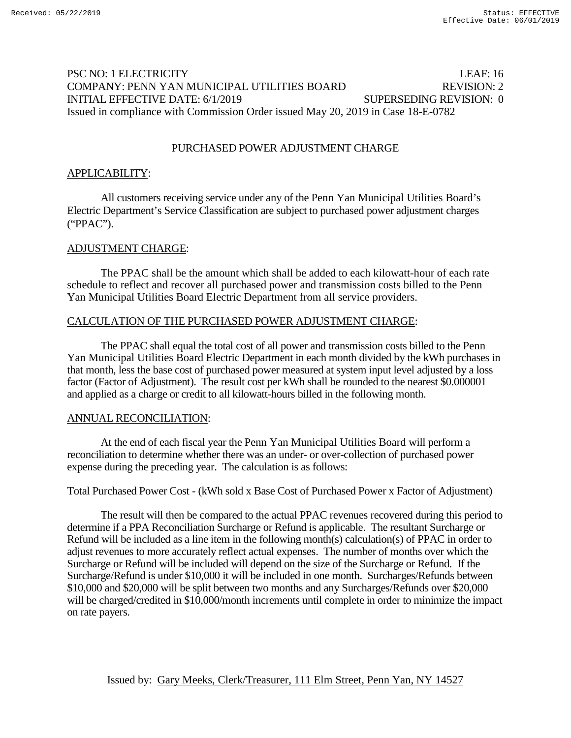Received: 05/22/2019 Status: EFFECTIVE
Effective Date: 06/01/2019

PSC NO: 1 ELECTRICITY LEAF: 16
COMPANY: PENN YAN MUNICIPAL UTILITIES BOARD REVISION: 2
INITIAL EFFECTIVE DATE: 6/1/2019 SUPERSEDING REVISION: 0
Issued in compliance with Commission Order issued May 20, 2019 in Case 18-E-0782

# PURCHASED POWER ADJUSTMENT CHARGE

## APPLICABILITY:

All customers receiving service under any of the Penn Yan Municipal Utilities Board's Electric Department's Service Classification are subject to purchased power adjustment charges ("PPAC").

## ADJUSTMENT CHARGE:

The PPAC shall be the amount which shall be added to each kilowatt-hour of each rate schedule to reflect and recover all purchased power and transmission costs billed to the Penn Yan Municipal Utilities Board Electric Department from all service providers.

## CALCULATION OF THE PURCHASED POWER ADJUSTMENT CHARGE:

The PPAC shall equal the total cost of all power and transmission costs billed to the Penn Yan Municipal Utilities Board Electric Department in each month divided by the kWh purchases in that month, less the base cost of purchased power measured at system input level adjusted by a loss factor (Factor of Adjustment). The result cost per kWh shall be rounded to the nearest $0.000001 and applied as a charge or credit to all kilowatt-hours billed in the following month.

## ANNUAL RECONCILIATION:

At the end of each fiscal year the Penn Yan Municipal Utilities Board will perform a reconciliation to determine whether there was an under- or over-collection of purchased power expense during the preceding year. The calculation is as follows:

Total Purchased Power Cost - (kWh sold x Base Cost of Purchased Power x Factor of Adjustment)

The result will then be compared to the actual PPAC revenues recovered during this period to determine if a PPA Reconciliation Surcharge or Refund is applicable. The resultant Surcharge or Refund will be included as a line item in the following month(s) calculation(s) of PPAC in order to adjust revenues to more accurately reflect actual expenses. The number of months over which the Surcharge or Refund will be included will depend on the size of the Surcharge or Refund. If the Surcharge/Refund is under $10,000 it will be included in one month. Surcharges/Refunds between $10,000 and $20,000 will be split between two months and any Surcharges/Refunds over $20,000 will be charged/credited in $10,000/month increments until complete in order to minimize the impact on rate payers.

Issued by: Gary Meeks, Clerk/Treasurer, 111 Elm Street, Penn Yan, NY 14527